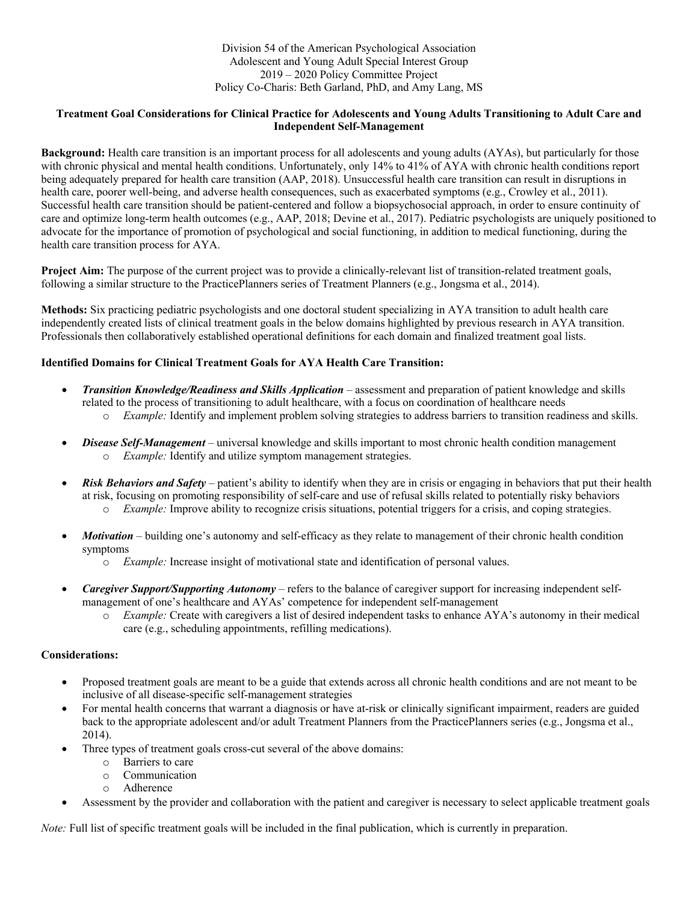Division 54 of the American Psychological Association
Adolescent and Young Adult Special Interest Group
2019 – 2020 Policy Committee Project
Policy Co-Charis: Beth Garland, PhD, and Amy Lang, MS

## Treatment Goal Considerations for Clinical Practice for Adolescents and Young Adults Transitioning to Adult Care and Independent Self-Management

**Background:** Health care transition is an important process for all adolescents and young adults (AYAs), but particularly for those with chronic physical and mental health conditions. Unfortunately, only 14% to 41% of AYA with chronic health conditions report being adequately prepared for health care transition (AAP, 2018). Unsuccessful health care transition can result in disruptions in health care, poorer well-being, and adverse health consequences, such as exacerbated symptoms (e.g., Crowley et al., 2011). Successful health care transition should be patient-centered and follow a biopsychosocial approach, in order to ensure continuity of care and optimize long-term health outcomes (e.g., AAP, 2018; Devine et al., 2017). Pediatric psychologists are uniquely positioned to advocate for the importance of promotion of psychological and social functioning, in addition to medical functioning, during the health care transition process for AYA.

**Project Aim:** The purpose of the current project was to provide a clinically-relevant list of transition-related treatment goals, following a similar structure to the PracticePlanners series of Treatment Planners (e.g., Jongsma et al., 2014).

**Methods:** Six practicing pediatric psychologists and one doctoral student specializing in AYA transition to adult health care independently created lists of clinical treatment goals in the below domains highlighted by previous research in AYA transition. Professionals then collaboratively established operational definitions for each domain and finalized treatment goal lists.

### Identified Domains for Clinical Treatment Goals for AYA Health Care Transition:

- ***Transition Knowledge/Readiness and Skills Application*** – assessment and preparation of patient knowledge and skills related to the process of transitioning to adult healthcare, with a focus on coordination of healthcare needs
  - *Example:* Identify and implement problem solving strategies to address barriers to transition readiness and skills.
- ***Disease Self-Management*** – universal knowledge and skills important to most chronic health condition management
  - *Example:* Identify and utilize symptom management strategies.
- ***Risk Behaviors and Safety*** – patient's ability to identify when they are in crisis or engaging in behaviors that put their health at risk, focusing on promoting responsibility of self-care and use of refusal skills related to potentially risky behaviors
  - *Example:* Improve ability to recognize crisis situations, potential triggers for a crisis, and coping strategies.
- ***Motivation*** – building one's autonomy and self-efficacy as they relate to management of their chronic health condition symptoms
  - *Example:* Increase insight of motivational state and identification of personal values.
- ***Caregiver Support/Supporting Autonomy*** – refers to the balance of caregiver support for increasing independent self-management of one's healthcare and AYAs' competence for independent self-management
  - *Example:* Create with caregivers a list of desired independent tasks to enhance AYA's autonomy in their medical care (e.g., scheduling appointments, refilling medications).

### Considerations:

- Proposed treatment goals are meant to be a guide that extends across all chronic health conditions and are not meant to be inclusive of all disease-specific self-management strategies
- For mental health concerns that warrant a diagnosis or have at-risk or clinically significant impairment, readers are guided back to the appropriate adolescent and/or adult Treatment Planners from the PracticePlanners series (e.g., Jongsma et al., 2014).
- Three types of treatment goals cross-cut several of the above domains:
  - Barriers to care
  - Communication
  - Adherence
- Assessment by the provider and collaboration with the patient and caregiver is necessary to select applicable treatment goals

*Note:* Full list of specific treatment goals will be included in the final publication, which is currently in preparation.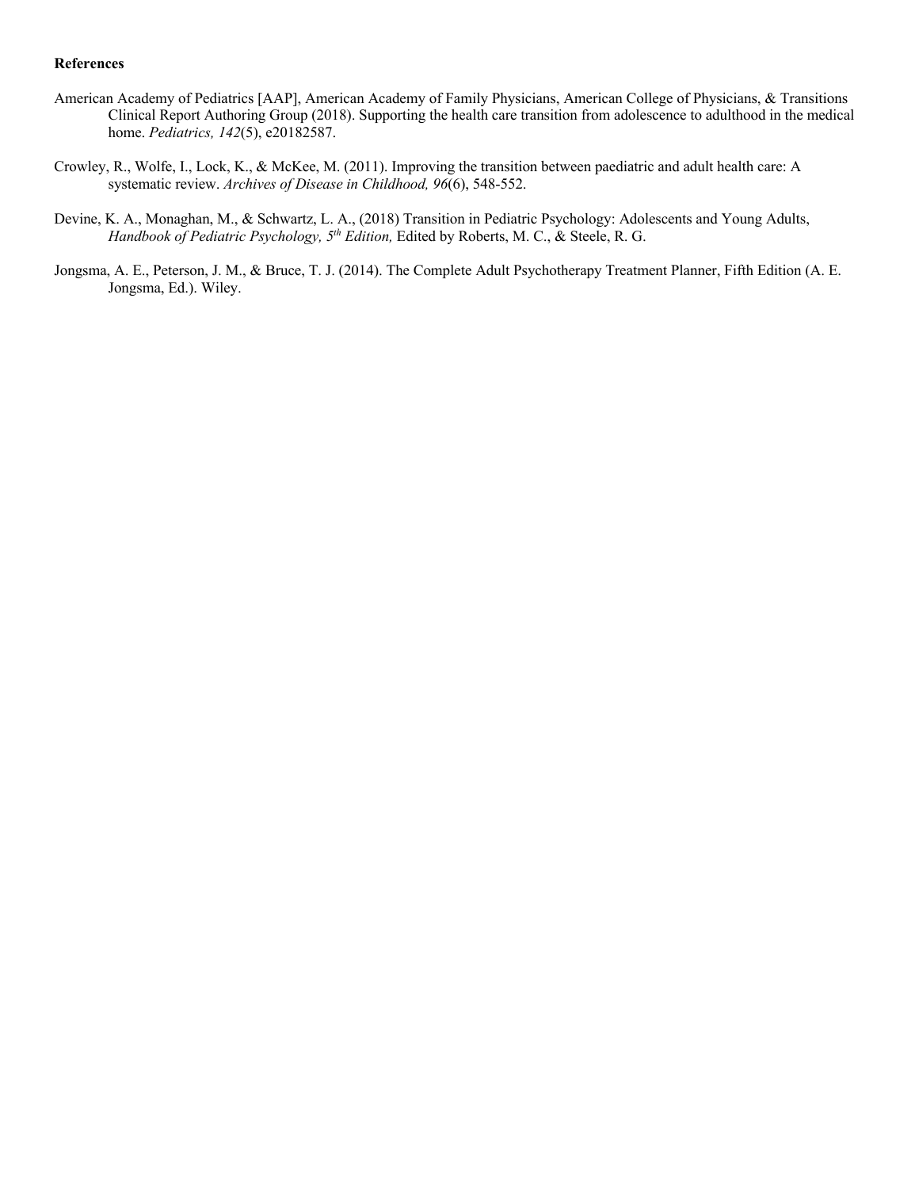**References**

American Academy of Pediatrics [AAP], American Academy of Family Physicians, American College of Physicians, & Transitions Clinical Report Authoring Group (2018). Supporting the health care transition from adolescence to adulthood in the medical home. *Pediatrics, 142*(5), e20182587.

Crowley, R., Wolfe, I., Lock, K., & McKee, M. (2011). Improving the transition between paediatric and adult health care: A systematic review. *Archives of Disease in Childhood, 96*(6), 548-552.

Devine, K. A., Monaghan, M., & Schwartz, L. A., (2018) Transition in Pediatric Psychology: Adolescents and Young Adults, *Handbook of Pediatric Psychology, 5th Edition,* Edited by Roberts, M. C., & Steele, R. G.

Jongsma, A. E., Peterson, J. M., & Bruce, T. J. (2014). The Complete Adult Psychotherapy Treatment Planner, Fifth Edition (A. E. Jongsma, Ed.). Wiley.